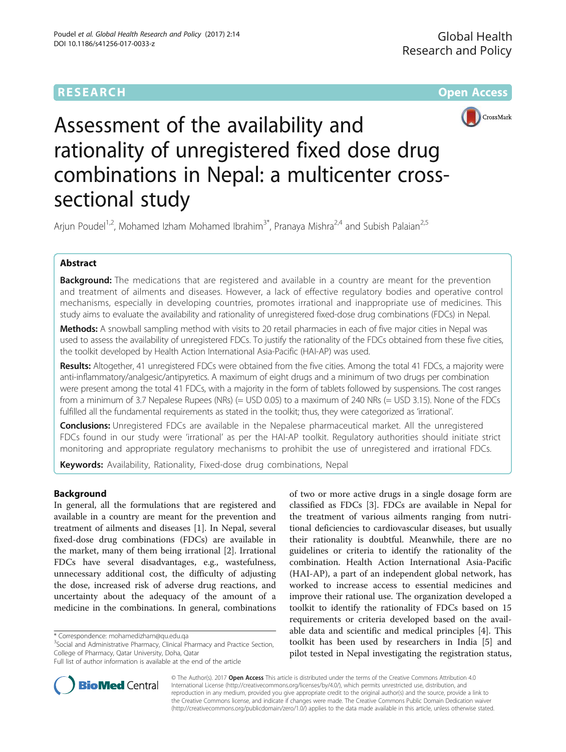RESEARCH Open Access

# Assessment of the availability and rationality of unregistered fixed dose drug combinations in Nepal: a multicenter cross-sectional study

Arjun Poudel[1,2], Mohamed Izham Mohamed Ibrahim[3*], Pranaya Mishra[2,4] and Subish Palaian[2,5]

## Abstract

**Background:** The medications that are registered and available in a country are meant for the prevention and treatment of ailments and diseases. However, a lack of effective regulatory bodies and operative control mechanisms, especially in developing countries, promotes irrational and inappropriate use of medicines. This study aims to evaluate the availability and rationality of unregistered fixed-dose drug combinations (FDCs) in Nepal.

**Methods:** A snowball sampling method with visits to 20 retail pharmacies in each of five major cities in Nepal was used to assess the availability of unregistered FDCs. To justify the rationality of the FDCs obtained from these five cities, the toolkit developed by Health Action International Asia-Pacific (HAI-AP) was used.

**Results:** Altogether, 41 unregistered FDCs were obtained from the five cities. Among the total 41 FDCs, a majority were anti-inflammatory/analgesic/antipyretics. A maximum of eight drugs and a minimum of two drugs per combination were present among the total 41 FDCs, with a majority in the form of tablets followed by suspensions. The cost ranges from a minimum of 3.7 Nepalese Rupees (NRs) (= USD 0.05) to a maximum of 240 NRs (= USD 3.15). None of the FDCs fulfilled all the fundamental requirements as stated in the toolkit; thus, they were categorized as 'irrational'.

**Conclusions:** Unregistered FDCs are available in the Nepalese pharmaceutical market. All the unregistered FDCs found in our study were 'irrational' as per the HAI-AP toolkit. Regulatory authorities should initiate strict monitoring and appropriate regulatory mechanisms to prohibit the use of unregistered and irrational FDCs.

**Keywords:** Availability, Rationality, Fixed-dose drug combinations, Nepal

## Background

In general, all the formulations that are registered and available in a country are meant for the prevention and treatment of ailments and diseases [1]. In Nepal, several fixed-dose drug combinations (FDCs) are available in the market, many of them being irrational [2]. Irrational FDCs have several disadvantages, e.g., wastefulness, unnecessary additional cost, the difficulty of adjusting the dose, increased risk of adverse drug reactions, and uncertainty about the adequacy of the amount of a medicine in the combinations. In general, combinations of two or more active drugs in a single dosage form are classified as FDCs [3]. FDCs are available in Nepal for the treatment of various ailments ranging from nutritional deficiencies to cardiovascular diseases, but usually their rationality is doubtful. Meanwhile, there are no guidelines or criteria to identify the rationality of the combination. Health Action International Asia-Pacific (HAI-AP), a part of an independent global network, has worked to increase access to essential medicines and improve their rational use. The organization developed a toolkit to identify the rationality of FDCs based on 15 requirements or criteria developed based on the available data and scientific and medical principles [4]. This toolkit has been used by researchers in India [5] and pilot tested in Nepal investigating the registration status,

\* Correspondence: mohamedizham@qu.edu.qa
[3]Social and Administrative Pharmacy, Clinical Pharmacy and Practice Section, College of Pharmacy, Qatar University, Doha, Qatar
Full list of author information is available at the end of the article

© The Author(s). 2017 **Open Access** This article is distributed under the terms of the Creative Commons Attribution 4.0 International License (http://creativecommons.org/licenses/by/4.0/), which permits unrestricted use, distribution, and reproduction in any medium, provided you give appropriate credit to the original author(s) and the source, provide a link to the Creative Commons license, and indicate if changes were made. The Creative Commons Public Domain Dedication waiver (http://creativecommons.org/publicdomain/zero/1.0/) applies to the data made available in this article, unless otherwise stated.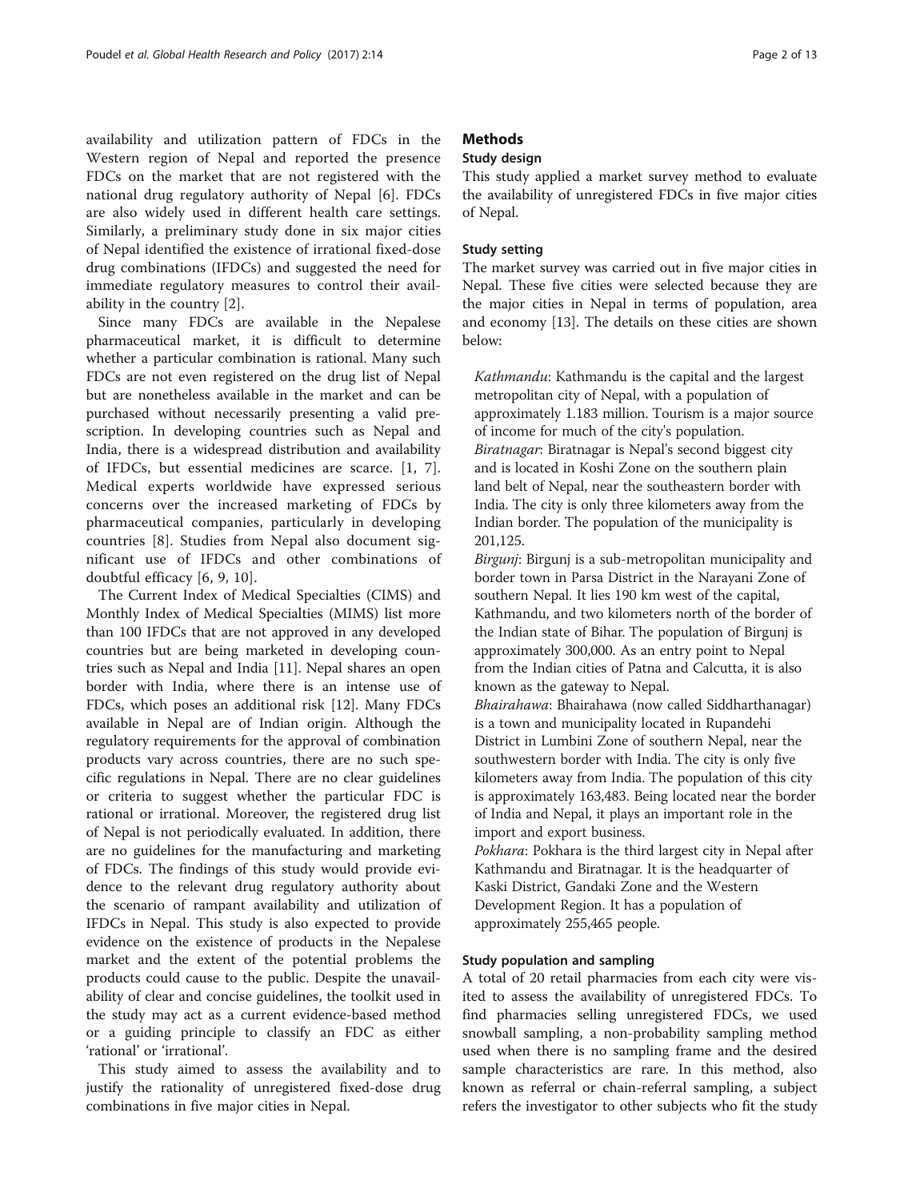availability and utilization pattern of FDCs in the Western region of Nepal and reported the presence FDCs on the market that are not registered with the national drug regulatory authority of Nepal [6]. FDCs are also widely used in different health care settings. Similarly, a preliminary study done in six major cities of Nepal identified the existence of irrational fixed-dose drug combinations (IFDCs) and suggested the need for immediate regulatory measures to control their availability in the country [2].

Since many FDCs are available in the Nepalese pharmaceutical market, it is difficult to determine whether a particular combination is rational. Many such FDCs are not even registered on the drug list of Nepal but are nonetheless available in the market and can be purchased without necessarily presenting a valid prescription. In developing countries such as Nepal and India, there is a widespread distribution and availability of IFDCs, but essential medicines are scarce. [1, 7]. Medical experts worldwide have expressed serious concerns over the increased marketing of FDCs by pharmaceutical companies, particularly in developing countries [8]. Studies from Nepal also document significant use of IFDCs and other combinations of doubtful efficacy [6, 9, 10].

The Current Index of Medical Specialties (CIMS) and Monthly Index of Medical Specialties (MIMS) list more than 100 IFDCs that are not approved in any developed countries but are being marketed in developing countries such as Nepal and India [11]. Nepal shares an open border with India, where there is an intense use of FDCs, which poses an additional risk [12]. Many FDCs available in Nepal are of Indian origin. Although the regulatory requirements for the approval of combination products vary across countries, there are no such specific regulations in Nepal. There are no clear guidelines or criteria to suggest whether the particular FDC is rational or irrational. Moreover, the registered drug list of Nepal is not periodically evaluated. In addition, there are no guidelines for the manufacturing and marketing of FDCs. The findings of this study would provide evidence to the relevant drug regulatory authority about the scenario of rampant availability and utilization of IFDCs in Nepal. This study is also expected to provide evidence on the existence of products in the Nepalese market and the extent of the potential problems the products could cause to the public. Despite the unavailability of clear and concise guidelines, the toolkit used in the study may act as a current evidence-based method or a guiding principle to classify an FDC as either 'rational' or 'irrational'.

This study aimed to assess the availability and to justify the rationality of unregistered fixed-dose drug combinations in five major cities in Nepal.

## Methods

### Study design

This study applied a market survey method to evaluate the availability of unregistered FDCs in five major cities of Nepal.

### Study setting

The market survey was carried out in five major cities in Nepal. These five cities were selected because they are the major cities in Nepal in terms of population, area and economy [13]. The details on these cities are shown below:

*Kathmandu*: Kathmandu is the capital and the largest metropolitan city of Nepal, with a population of approximately 1.183 million. Tourism is a major source of income for much of the city's population.

*Biratnagar*: Biratnagar is Nepal's second biggest city and is located in Koshi Zone on the southern plain land belt of Nepal, near the southeastern border with India. The city is only three kilometers away from the Indian border. The population of the municipality is 201,125.

*Birgunj*: Birgunj is a sub-metropolitan municipality and border town in Parsa District in the Narayani Zone of southern Nepal. It lies 190 km west of the capital, Kathmandu, and two kilometers north of the border of the Indian state of Bihar. The population of Birgunj is approximately 300,000. As an entry point to Nepal from the Indian cities of Patna and Calcutta, it is also known as the gateway to Nepal.

*Bhairahawa*: Bhairahawa (now called Siddharthanagar) is a town and municipality located in Rupandehi District in Lumbini Zone of southern Nepal, near the southwestern border with India. The city is only five kilometers away from India. The population of this city is approximately 163,483. Being located near the border of India and Nepal, it plays an important role in the import and export business.

*Pokhara*: Pokhara is the third largest city in Nepal after Kathmandu and Biratnagar. It is the headquarter of Kaski District, Gandaki Zone and the Western Development Region. It has a population of approximately 255,465 people.

### Study population and sampling

A total of 20 retail pharmacies from each city were visited to assess the availability of unregistered FDCs. To find pharmacies selling unregistered FDCs, we used snowball sampling, a non-probability sampling method used when there is no sampling frame and the desired sample characteristics are rare. In this method, also known as referral or chain-referral sampling, a subject refers the investigator to other subjects who fit the study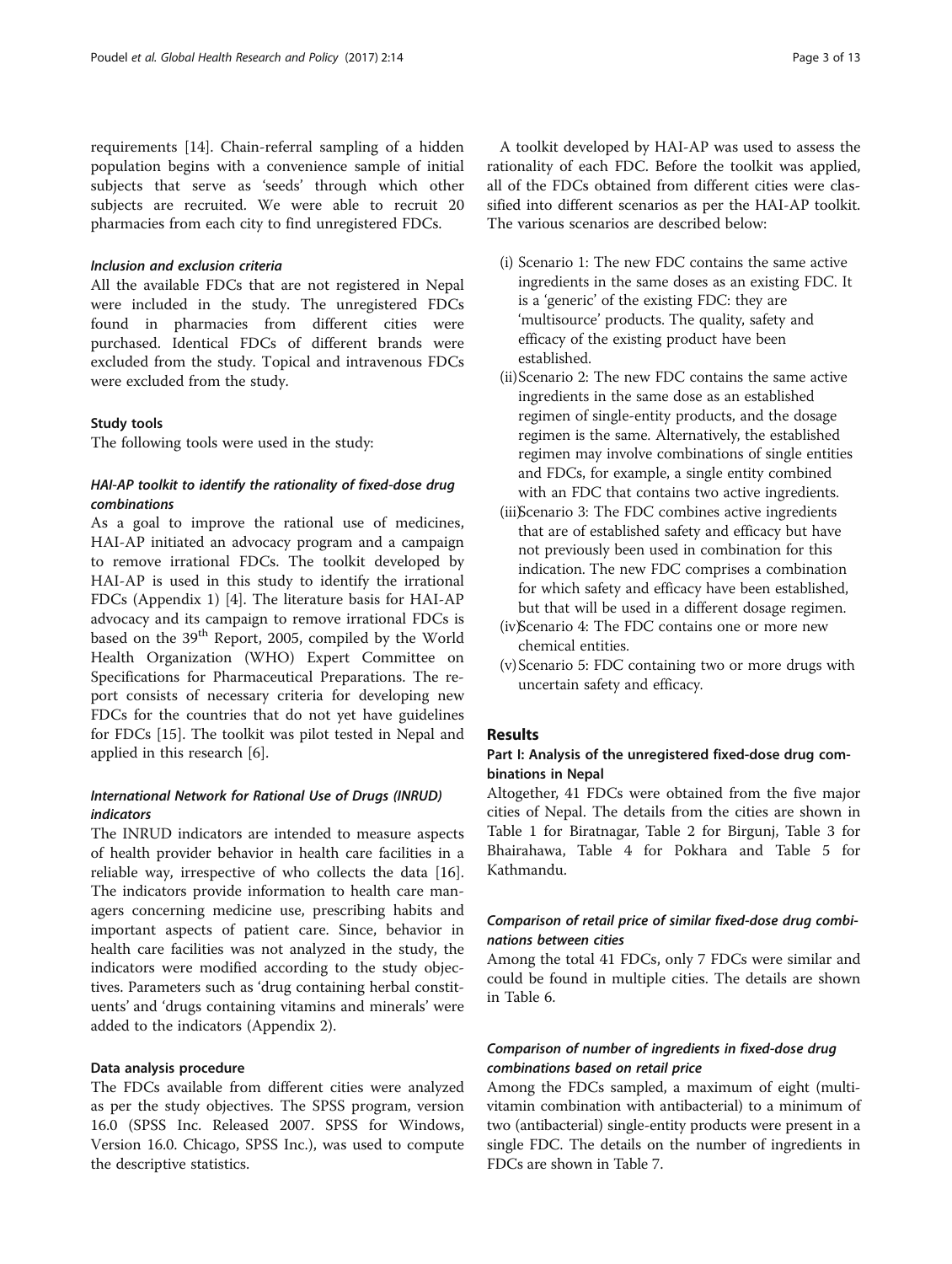requirements [14]. Chain-referral sampling of a hidden population begins with a convenience sample of initial subjects that serve as 'seeds' through which other subjects are recruited. We were able to recruit 20 pharmacies from each city to find unregistered FDCs.

#### *Inclusion and exclusion criteria*

All the available FDCs that are not registered in Nepal were included in the study. The unregistered FDCs found in pharmacies from different cities were purchased. Identical FDCs of different brands were excluded from the study. Topical and intravenous FDCs were excluded from the study.

### Study tools

The following tools were used in the study:

#### *HAI-AP toolkit to identify the rationality of fixed-dose drug combinations*

As a goal to improve the rational use of medicines, HAI-AP initiated an advocacy program and a campaign to remove irrational FDCs. The toolkit developed by HAI-AP is used in this study to identify the irrational FDCs (Appendix 1) [4]. The literature basis for HAI-AP advocacy and its campaign to remove irrational FDCs is based on the 39th Report, 2005, compiled by the World Health Organization (WHO) Expert Committee on Specifications for Pharmaceutical Preparations. The report consists of necessary criteria for developing new FDCs for the countries that do not yet have guidelines for FDCs [15]. The toolkit was pilot tested in Nepal and applied in this research [6].

#### *International Network for Rational Use of Drugs (INRUD) indicators*

The INRUD indicators are intended to measure aspects of health provider behavior in health care facilities in a reliable way, irrespective of who collects the data [16]. The indicators provide information to health care managers concerning medicine use, prescribing habits and important aspects of patient care. Since, behavior in health care facilities was not analyzed in the study, the indicators were modified according to the study objectives. Parameters such as 'drug containing herbal constituents' and 'drugs containing vitamins and minerals' were added to the indicators (Appendix 2).

### Data analysis procedure

The FDCs available from different cities were analyzed as per the study objectives. The SPSS program, version 16.0 (SPSS Inc. Released 2007. SPSS for Windows, Version 16.0. Chicago, SPSS Inc.), was used to compute the descriptive statistics.

A toolkit developed by HAI-AP was used to assess the rationality of each FDC. Before the toolkit was applied, all of the FDCs obtained from different cities were classified into different scenarios as per the HAI-AP toolkit. The various scenarios are described below:

(i) Scenario 1: The new FDC contains the same active ingredients in the same doses as an existing FDC. It is a 'generic' of the existing FDC: they are 'multisource' products. The quality, safety and efficacy of the existing product have been established.

(ii) Scenario 2: The new FDC contains the same active ingredients in the same dose as an established regimen of single-entity products, and the dosage regimen is the same. Alternatively, the established regimen may involve combinations of single entities and FDCs, for example, a single entity combined with an FDC that contains two active ingredients.

(iii) Scenario 3: The FDC combines active ingredients that are of established safety and efficacy but have not previously been used in combination for this indication. The new FDC comprises a combination for which safety and efficacy have been established, but that will be used in a different dosage regimen.

(iv) Scenario 4: The FDC contains one or more new chemical entities.

(v) Scenario 5: FDC containing two or more drugs with uncertain safety and efficacy.

## Results

### Part I: Analysis of the unregistered fixed-dose drug combinations in Nepal

Altogether, 41 FDCs were obtained from the five major cities of Nepal. The details from the cities are shown in Table 1 for Biratnagar, Table 2 for Birgunj, Table 3 for Bhairahawa, Table 4 for Pokhara and Table 5 for Kathmandu.

#### *Comparison of retail price of similar fixed-dose drug combinations between cities*

Among the total 41 FDCs, only 7 FDCs were similar and could be found in multiple cities. The details are shown in Table 6.

#### *Comparison of number of ingredients in fixed-dose drug combinations based on retail price*

Among the FDCs sampled, a maximum of eight (multivitamin combination with antibacterial) to a minimum of two (antibacterial) single-entity products were present in a single FDC. The details on the number of ingredients in FDCs are shown in Table 7.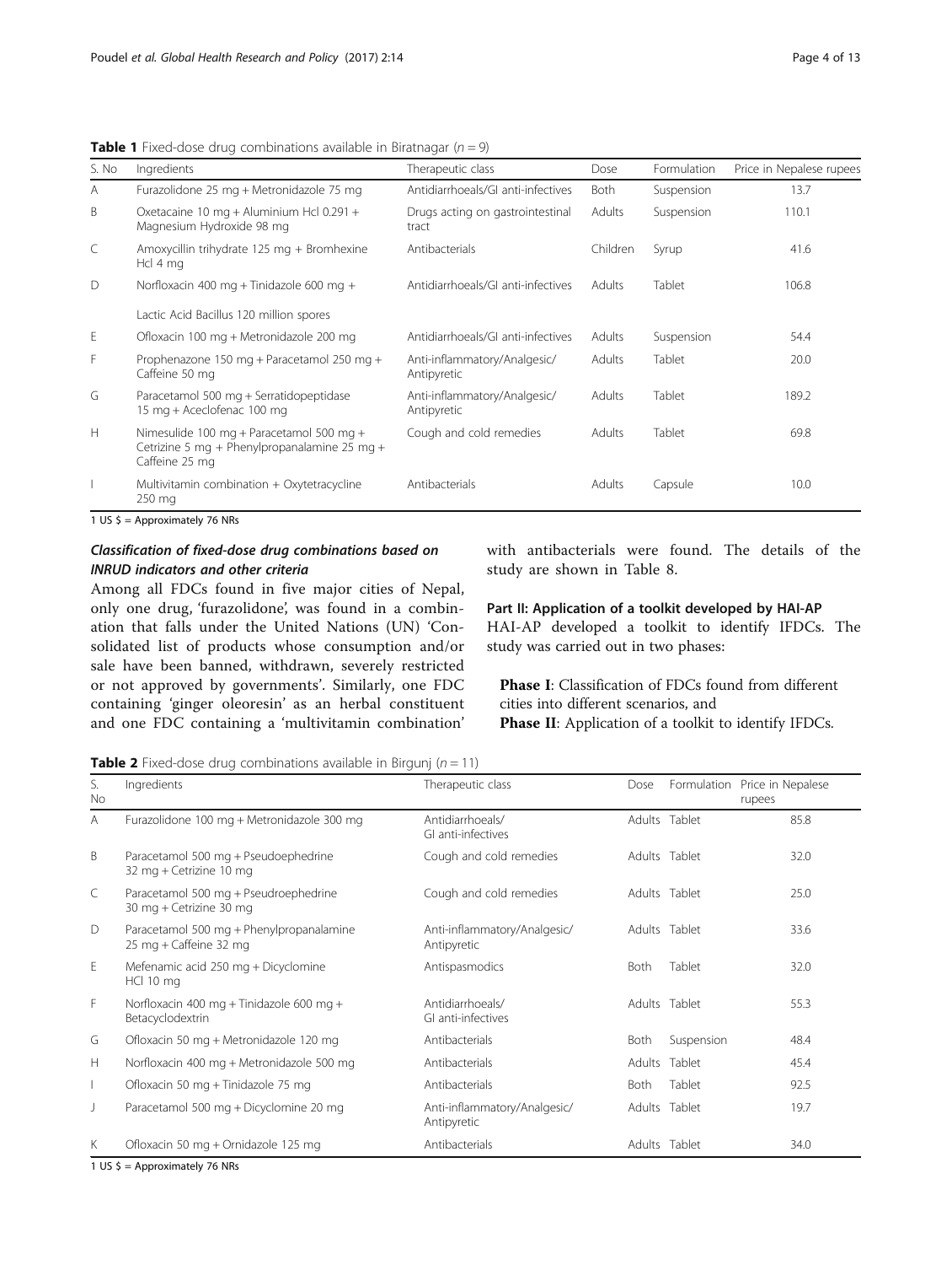**Table 1** Fixed-dose drug combinations available in Biratnagar ($n = 9$)

| S. No | Ingredients | Therapeutic class | Dose | Formulation | Price in Nepalese rupees |
|---|---|---|---|---|---|
| A | Furazolidone 25 mg + Metronidazole 75 mg | Antidiarrhoeals/GI anti-infectives | Both | Suspension | 13.7 |
| B | Oxetacaine 10 mg + Aluminium Hcl 0.291 + Magnesium Hydroxide 98 mg | Drugs acting on gastrointestinal tract | Adults | Suspension | 110.1 |
| C | Amoxycillin trihydrate 125 mg + Bromhexine Hcl 4 mg | Antibacterials | Children | Syrup | 41.6 |
| D | Norfloxacin 400 mg + Tinidazole 600 mg + Lactic Acid Bacillus 120 million spores | Antidiarrhoeals/GI anti-infectives | Adults | Tablet | 106.8 |
| E | Ofloxacin 100 mg + Metronidazole 200 mg | Antidiarrhoeals/GI anti-infectives | Adults | Suspension | 54.4 |
| F | Prophenazone 150 mg + Paracetamol 250 mg + Caffeine 50 mg | Anti-inflammatory/Analgesic/ Antipyretic | Adults | Tablet | 20.0 |
| G | Paracetamol 500 mg + Serratidopeptidase 15 mg + Aceclofenac 100 mg | Anti-inflammatory/Analgesic/ Antipyretic | Adults | Tablet | 189.2 |
| H | Nimesulide 100 mg + Paracetamol 500 mg + Cetrizine 5 mg + Phenylpropanalamine 25 mg + Caffeine 25 mg | Cough and cold remedies | Adults | Tablet | 69.8 |
| I | Multivitamin combination + Oxytetracycline 250 mg | Antibacterials | Adults | Capsule | 10.0 |

1 US $ = Approximately 76 NRs

### *Classification of fixed-dose drug combinations based on INRUD indicators and other criteria*

Among all FDCs found in five major cities of Nepal, only one drug, 'furazolidone', was found in a combination that falls under the United Nations (UN) 'Consolidated list of products whose consumption and/or sale have been banned, withdrawn, severely restricted or not approved by governments'. Similarly, one FDC containing 'ginger oleoresin' as an herbal constituent and one FDC containing a 'multivitamin combination' with antibacterials were found. The details of the study are shown in Table 8.

### Part II: Application of a toolkit developed by HAI-AP

HAI-AP developed a toolkit to identify IFDCs. The study was carried out in two phases:

**Phase I**: Classification of FDCs found from different cities into different scenarios, and
**Phase II**: Application of a toolkit to identify IFDCs.

**Table 2** Fixed-dose drug combinations available in Birgunj ($n = 11$)

| S. No | Ingredients | Therapeutic class | Dose | Formulation | Price in Nepalese rupees |
|---|---|---|---|---|---|
| A | Furazolidone 100 mg + Metronidazole 300 mg | Antidiarrhoeals/ GI anti-infectives | Adults | Tablet | 85.8 |
| B | Paracetamol 500 mg + Pseudoephedrine 32 mg + Cetrizine 10 mg | Cough and cold remedies | Adults | Tablet | 32.0 |
| C | Paracetamol 500 mg + Pseudroephedrine 30 mg + Cetrizine 30 mg | Cough and cold remedies | Adults | Tablet | 25.0 |
| D | Paracetamol 500 mg + Phenylpropanalamine 25 mg + Caffeine 32 mg | Anti-inflammatory/Analgesic/ Antipyretic | Adults | Tablet | 33.6 |
| E | Mefenamic acid 250 mg + Dicyclomine HCl 10 mg | Antispasmodics | Both | Tablet | 32.0 |
| F | Norfloxacin 400 mg + Tinidazole 600 mg + Betacyclodextrin | Antidiarrhoeals/ GI anti-infectives | Adults | Tablet | 55.3 |
| G | Ofloxacin 50 mg + Metronidazole 120 mg | Antibacterials | Both | Suspension | 48.4 |
| H | Norfloxacin 400 mg + Metronidazole 500 mg | Antibacterials | Adults | Tablet | 45.4 |
| I | Ofloxacin 50 mg + Tinidazole 75 mg | Antibacterials | Both | Tablet | 92.5 |
| J | Paracetamol 500 mg + Dicyclomine 20 mg | Anti-inflammatory/Analgesic/ Antipyretic | Adults | Tablet | 19.7 |
| K | Ofloxacin 50 mg + Ornidazole 125 mg | Antibacterials | Adults | Tablet | 34.0 |

1 US $ = Approximately 76 NRs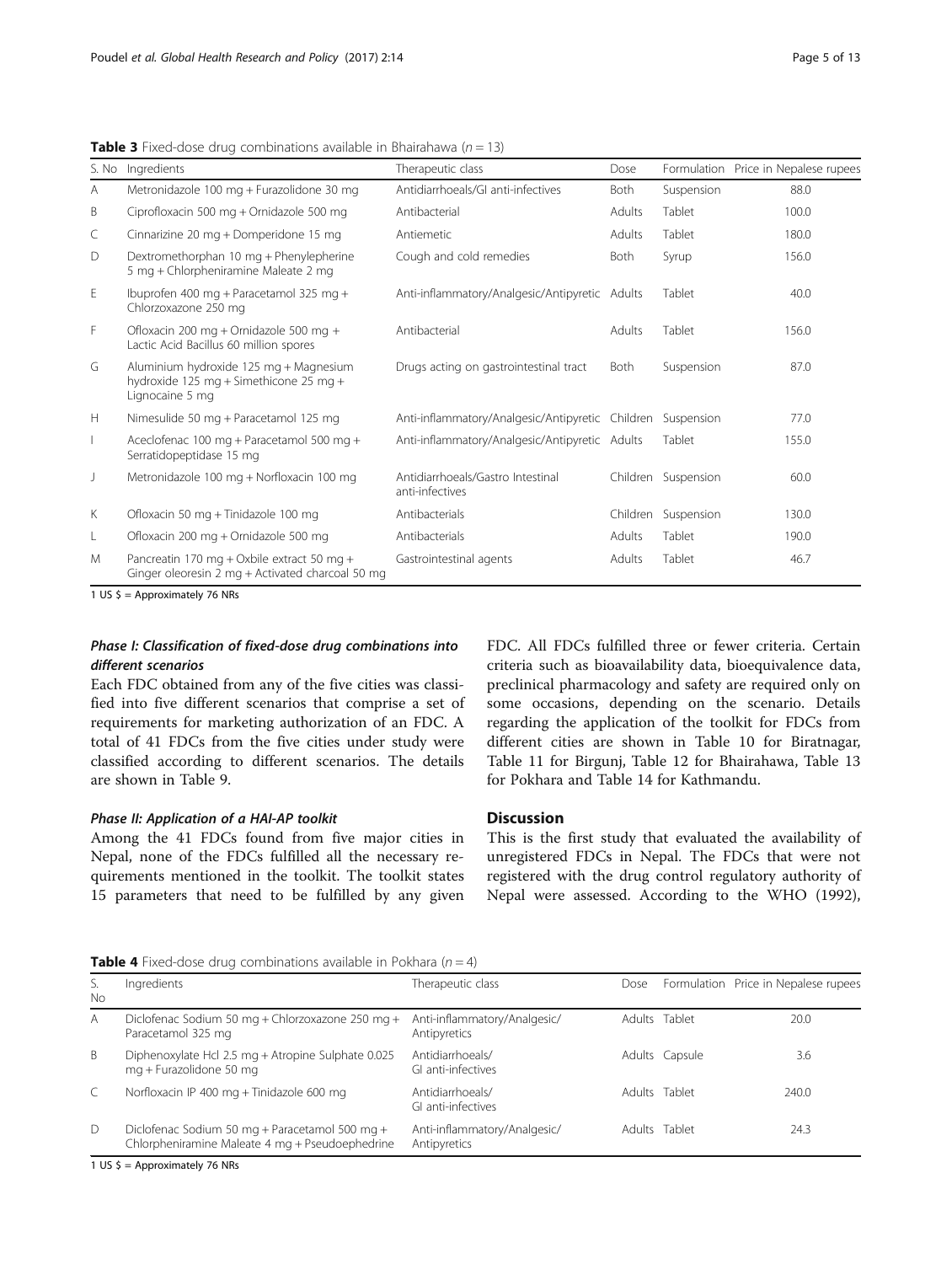**Table 3** Fixed-dose drug combinations available in Bhairahawa (n = 13)

| S. No | Ingredients | Therapeutic class | Dose | Formulation | Price in Nepalese rupees |
|---|---|---|---|---|---|
| A | Metronidazole 100 mg + Furazolidone 30 mg | Antidiarrhoeals/GI anti-infectives | Both | Suspension | 88.0 |
| B | Ciprofloxacin 500 mg + Ornidazole 500 mg | Antibacterial | Adults | Tablet | 100.0 |
| C | Cinnarizine 20 mg + Domperidone 15 mg | Antiemetic | Adults | Tablet | 180.0 |
| D | Dextromethorphan 10 mg + Phenylepherine 5 mg + Chlorpheniramine Maleate 2 mg | Cough and cold remedies | Both | Syrup | 156.0 |
| E | Ibuprofen 400 mg + Paracetamol 325 mg + Chlorzoxazone 250 mg | Anti-inflammatory/Analgesic/Antipyretic | Adults | Tablet | 40.0 |
| F | Ofloxacin 200 mg + Ornidazole 500 mg + Lactic Acid Bacillus 60 million spores | Antibacterial | Adults | Tablet | 156.0 |
| G | Aluminium hydroxide 125 mg + Magnesium hydroxide 125 mg + Simethicone 25 mg + Lignocaine 5 mg | Drugs acting on gastrointestinal tract | Both | Suspension | 87.0 |
| H | Nimesulide 50 mg + Paracetamol 125 mg | Anti-inflammatory/Analgesic/Antipyretic | Children | Suspension | 77.0 |
| I | Aceclofenac 100 mg + Paracetamol 500 mg + Serratidopeptidase 15 mg | Anti-inflammatory/Analgesic/Antipyretic | Adults | Tablet | 155.0 |
| J | Metronidazole 100 mg + Norfloxacin 100 mg | Antidiarrhoeals/Gastro Intestinal anti-infectives | Children | Suspension | 60.0 |
| K | Ofloxacin 50 mg + Tinidazole 100 mg | Antibacterials | Children | Suspension | 130.0 |
| L | Ofloxacin 200 mg + Ornidazole 500 mg | Antibacterials | Adults | Tablet | 190.0 |
| M | Pancreatin 170 mg + Oxbile extract 50 mg + Ginger oleoresin 2 mg + Activated charcoal 50 mg | Gastrointestinal agents | Adults | Tablet | 46.7 |

1 US $ = Approximately 76 NRs

#### Phase I: Classification of fixed-dose drug combinations into different scenarios

Each FDC obtained from any of the five cities was classified into five different scenarios that comprise a set of requirements for marketing authorization of an FDC. A total of 41 FDCs from the five cities under study were classified according to different scenarios. The details are shown in Table 9.

#### Phase II: Application of a HAI-AP toolkit

Among the 41 FDCs found from five major cities in Nepal, none of the FDCs fulfilled all the necessary requirements mentioned in the toolkit. The toolkit states 15 parameters that need to be fulfilled by any given FDC. All FDCs fulfilled three or fewer criteria. Certain criteria such as bioavailability data, bioequivalence data, preclinical pharmacology and safety are required only on some occasions, depending on the scenario. Details regarding the application of the toolkit for FDCs from different cities are shown in Table 10 for Biratnagar, Table 11 for Birgunj, Table 12 for Bhairahawa, Table 13 for Pokhara and Table 14 for Kathmandu.

## Discussion

This is the first study that evaluated the availability of unregistered FDCs in Nepal. The FDCs that were not registered with the drug control regulatory authority of Nepal were assessed. According to the WHO (1992),

**Table 4** Fixed-dose drug combinations available in Pokhara (n = 4)

| S. No | Ingredients | Therapeutic class | Dose | Formulation | Price in Nepalese rupees |
|---|---|---|---|---|---|
| A | Diclofenac Sodium 50 mg + Chlorzoxazone 250 mg + Paracetamol 325 mg | Anti-inflammatory/Analgesic/Antipyretics | Adults | Tablet | 20.0 |
| B | Diphenoxylate Hcl 2.5 mg + Atropine Sulphate 0.025 mg + Furazolidone 50 mg | Antidiarrhoeals/GI anti-infectives | Adults | Capsule | 3.6 |
| C | Norfloxacin IP 400 mg + Tinidazole 600 mg | Antidiarrhoeals/GI anti-infectives | Adults | Tablet | 240.0 |
| D | Diclofenac Sodium 50 mg + Paracetamol 500 mg + Chlorpheniramine Maleate 4 mg + Pseudoephedrine | Anti-inflammatory/Analgesic/Antipyretics | Adults | Tablet | 24.3 |

1 US $ = Approximately 76 NRs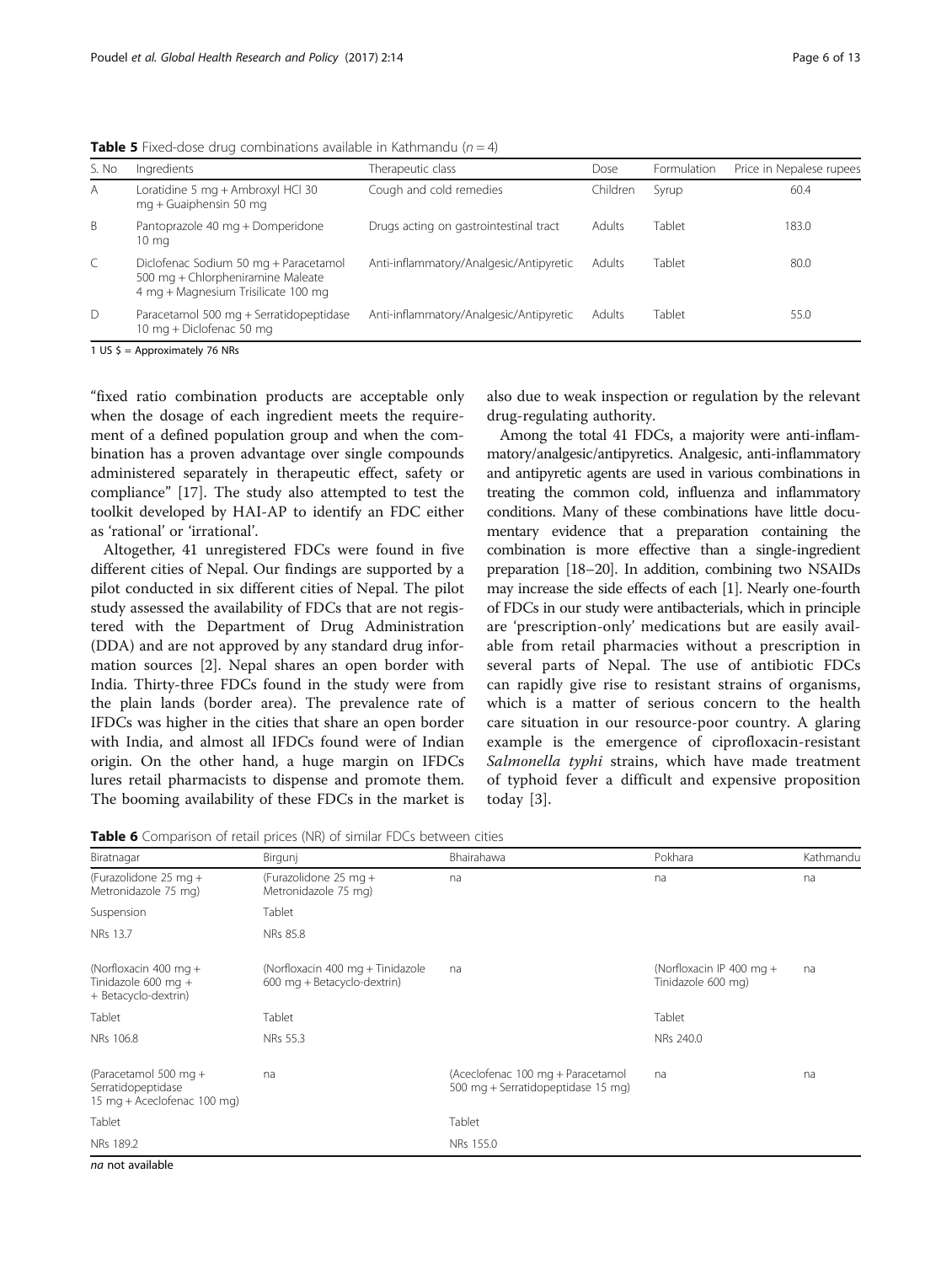**Table 5** Fixed-dose drug combinations available in Kathmandu ($n = 4$)

| S. No | Ingredients | Therapeutic class | Dose | Formulation | Price in Nepalese rupees |
|---|---|---|---|---|---|
| A | Loratidine 5 mg + Ambroxyl HCl 30 mg + Guaiphensin 50 mg | Cough and cold remedies | Children | Syrup | 60.4 |
| B | Pantoprazole 40 mg + Domperidone 10 mg | Drugs acting on gastrointestinal tract | Adults | Tablet | 183.0 |
| C | Diclofenac Sodium 50 mg + Paracetamol 500 mg + Chlorpheniramine Maleate 4 mg + Magnesium Trisilicate 100 mg | Anti-inflammatory/Analgesic/Antipyretic | Adults | Tablet | 80.0 |
| D | Paracetamol 500 mg + Serratidopeptidase 10 mg + Diclofenac 50 mg | Anti-inflammatory/Analgesic/Antipyretic | Adults | Tablet | 55.0 |

1 US $ = Approximately 76 NRs

"fixed ratio combination products are acceptable only when the dosage of each ingredient meets the requirement of a defined population group and when the combination has a proven advantage over single compounds administered separately in therapeutic effect, safety or compliance" [17]. The study also attempted to test the toolkit developed by HAI-AP to identify an FDC either as 'rational' or 'irrational'.

Altogether, 41 unregistered FDCs were found in five different cities of Nepal. Our findings are supported by a pilot conducted in six different cities of Nepal. The pilot study assessed the availability of FDCs that are not registered with the Department of Drug Administration (DDA) and are not approved by any standard drug information sources [2]. Nepal shares an open border with India. Thirty-three FDCs found in the study were from the plain lands (border area). The prevalence rate of IFDCs was higher in the cities that share an open border with India, and almost all IFDCs found were of Indian origin. On the other hand, a huge margin on IFDCs lures retail pharmacists to dispense and promote them. The booming availability of these FDCs in the market is also due to weak inspection or regulation by the relevant drug-regulating authority.

Among the total 41 FDCs, a majority were anti-inflammatory/analgesic/antipyretics. Analgesic, anti-inflammatory and antipyretic agents are used in various combinations in treating the common cold, influenza and inflammatory conditions. Many of these combinations have little documentary evidence that a preparation containing the combination is more effective than a single-ingredient preparation [18–20]. In addition, combining two NSAIDs may increase the side effects of each [1]. Nearly one-fourth of FDCs in our study were antibacterials, which in principle are 'prescription-only' medications but are easily available from retail pharmacies without a prescription in several parts of Nepal. The use of antibiotic FDCs can rapidly give rise to resistant strains of organisms, which is a matter of serious concern to the health care situation in our resource-poor country. A glaring example is the emergence of ciprofloxacin-resistant *Salmonella typhi* strains, which have made treatment of typhoid fever a difficult and expensive proposition today [3].

**Table 6** Comparison of retail prices (NR) of similar FDCs between cities

| Biratnagar | Birgunj | Bhairahawa | Pokhara | Kathmandu |
|---|---|---|---|---|
| (Furazolidone 25 mg + Metronidazole 75 mg) | (Furazolidone 25 mg + Metronidazole 75 mg) | na | na | na |
| Suspension | Tablet | | | |
| NRs 13.7 | NRs 85.8 | | | |
| (Norfloxacin 400 mg + Tinidazole 600 mg + + Betacyclo-dextrin) | (Norfloxacin 400 mg + Tinidazole 600 mg + Betacyclo-dextrin) | na | (Norfloxacin IP 400 mg + Tinidazole 600 mg) | na |
| Tablet | Tablet | | Tablet | |
| NRs 106.8 | NRs 55.3 | | NRs 240.0 | |
| (Paracetamol 500 mg + Serratidopeptidase 15 mg + Aceclofenac 100 mg) | na | (Aceclofenac 100 mg + Paracetamol 500 mg + Serratidopeptidase 15 mg) | na | na |
| Tablet | | Tablet | | |
| NRs 189.2 | | NRs 155.0 | | |

*na* not available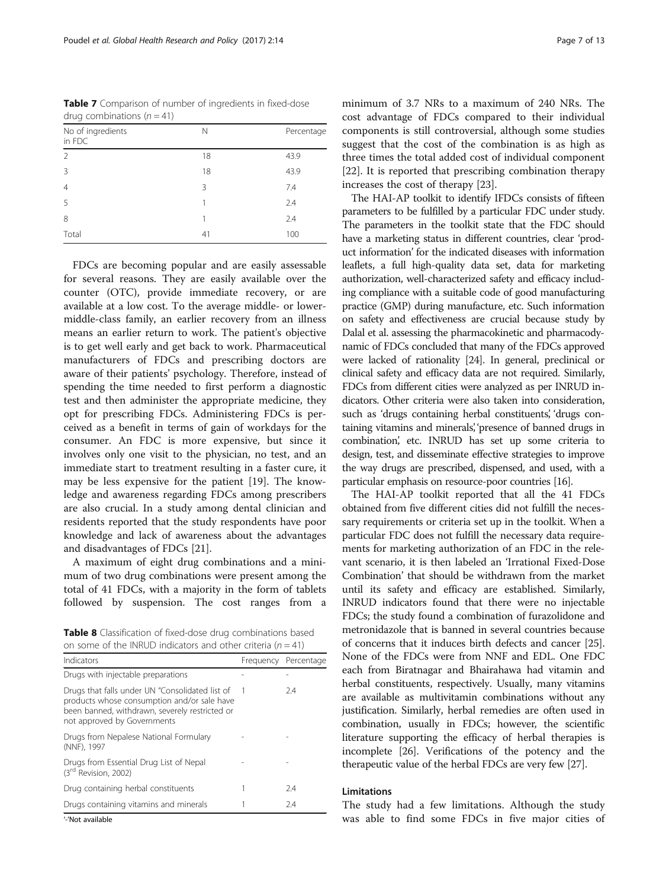**Table 7** Comparison of number of ingredients in fixed-dose drug combinations ($n = 41$)

| No of ingredients in FDC | N | Percentage |
|---|---|---|
| 2 | 18 | 43.9 |
| 3 | 18 | 43.9 |
| 4 | 3 | 7.4 |
| 5 | 1 | 2.4 |
| 8 | 1 | 2.4 |
| Total | 41 | 100 |

FDCs are becoming popular and are easily assessable for several reasons. They are easily available over the counter (OTC), provide immediate recovery, or are available at a low cost. To the average middle- or lower-middle-class family, an earlier recovery from an illness means an earlier return to work. The patient's objective is to get well early and get back to work. Pharmaceutical manufacturers of FDCs and prescribing doctors are aware of their patients' psychology. Therefore, instead of spending the time needed to first perform a diagnostic test and then administer the appropriate medicine, they opt for prescribing FDCs. Administering FDCs is perceived as a benefit in terms of gain of workdays for the consumer. An FDC is more expensive, but since it involves only one visit to the physician, no test, and an immediate start to treatment resulting in a faster cure, it may be less expensive for the patient [19]. The knowledge and awareness regarding FDCs among prescribers are also crucial. In a study among dental clinician and residents reported that the study respondents have poor knowledge and lack of awareness about the advantages and disadvantages of FDCs [21].

A maximum of eight drug combinations and a minimum of two drug combinations were present among the total of 41 FDCs, with a majority in the form of tablets followed by suspension. The cost ranges from a minimum of 3.7 NRs to a maximum of 240 NRs. The cost advantage of FDCs compared to their individual components is still controversial, although some studies suggest that the cost of the combination is as high as three times the total added cost of individual component [22]. It is reported that prescribing combination therapy increases the cost of therapy [23].

**Table 8** Classification of fixed-dose drug combinations based on some of the INRUD indicators and other criteria ($n = 41$)

| Indicators | Frequency | Percentage |
|---|---|---|
| Drugs with injectable preparations | - | - |
| Drugs that falls under UN "Consolidated list of products whose consumption and/or sale have been banned, withdrawn, severely restricted or not approved by Governments | 1 | 2.4 |
| Drugs from Nepalese National Formulary (NNF), 1997 | - | - |
| Drugs from Essential Drug List of Nepal (3rd Revision, 2002) | - | - |
| Drug containing herbal constituents | 1 | 2.4 |
| Drugs containing vitamins and minerals | 1 | 2.4 |

'-'Not available

The HAI-AP toolkit to identify IFDCs consists of fifteen parameters to be fulfilled by a particular FDC under study. The parameters in the toolkit state that the FDC should have a marketing status in different countries, clear 'product information' for the indicated diseases with information leaflets, a full high-quality data set, data for marketing authorization, well-characterized safety and efficacy including compliance with a suitable code of good manufacturing practice (GMP) during manufacture, etc. Such information on safety and effectiveness are crucial because study by Dalal et al. assessing the pharmacokinetic and pharmacodynamic of FDCs concluded that many of the FDCs approved were lacked of rationality [24]. In general, preclinical or clinical safety and efficacy data are not required. Similarly, FDCs from different cities were analyzed as per INRUD indicators. Other criteria were also taken into consideration, such as 'drugs containing herbal constituents', 'drugs containing vitamins and minerals', 'presence of banned drugs in combination', etc. INRUD has set up some criteria to design, test, and disseminate effective strategies to improve the way drugs are prescribed, dispensed, and used, with a particular emphasis on resource-poor countries [16].

The HAI-AP toolkit reported that all the 41 FDCs obtained from five different cities did not fulfill the necessary requirements or criteria set up in the toolkit. When a particular FDC does not fulfill the necessary data requirements for marketing authorization of an FDC in the relevant scenario, it is then labeled an 'Irrational Fixed-Dose Combination' that should be withdrawn from the market until its safety and efficacy are established. Similarly, INRUD indicators found that there were no injectable FDCs; the study found a combination of furazolidone and metronidazole that is banned in several countries because of concerns that it induces birth defects and cancer [25]. None of the FDCs were from NNF and EDL. One FDC each from Biratnagar and Bhairahawa had vitamin and herbal constituents, respectively. Usually, many vitamins are available as multivitamin combinations without any justification. Similarly, herbal remedies are often used in combination, usually in FDCs; however, the scientific literature supporting the efficacy of herbal therapies is incomplete [26]. Verifications of the potency and the therapeutic value of the herbal FDCs are very few [27].

## Limitations

The study had a few limitations. Although the study was able to find some FDCs in five major cities of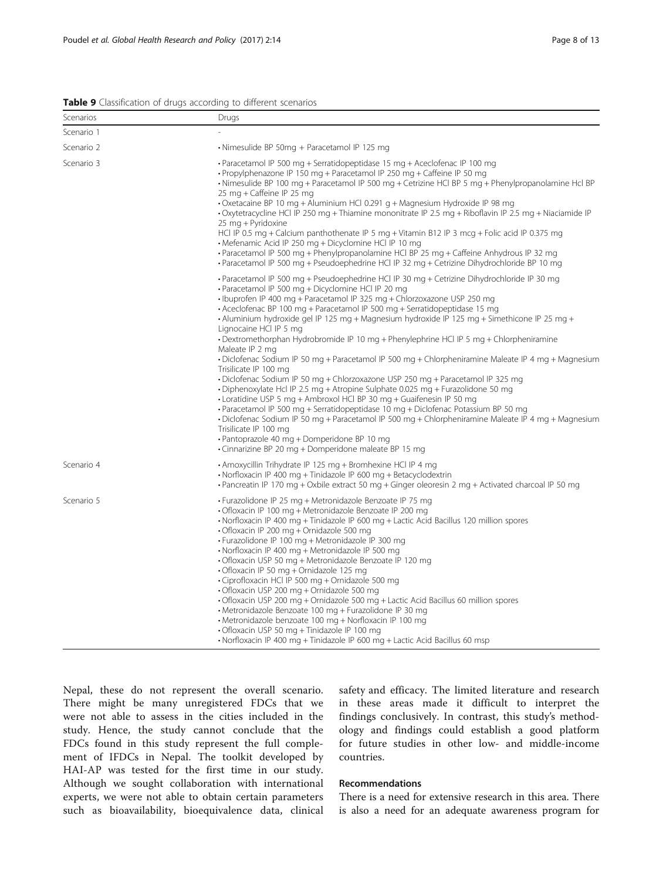**Table 9** Classification of drugs according to different scenarios

| Scenarios | Drugs |
| --- | --- |
| Scenario 1 | - |
| Scenario 2 | • Nimesulide BP 50mg + Paracetamol IP 125 mg |
| Scenario 3 | • Paracetamol IP 500 mg + Serratidopeptidase 15 mg + Aceclofenac IP 100 mg<br>• Propylphenazone IP 150 mg + Paracetamol IP 250 mg + Caffeine IP 50 mg<br>• Nimesulide BP 100 mg + Paracetamol IP 500 mg + Cetrizine HCl BP 5 mg + Phenylpropanolamine Hcl BP 25 mg + Caffeine IP 25 mg<br>• Oxetacaine BP 10 mg + Aluminium HCl 0.291 g + Magnesium Hydroxide IP 98 mg<br>• Oxytetracycline HCl IP 250 mg + Thiamine mononitrate IP 2.5 mg + Riboflavin IP 2.5 mg + Niaciamide IP 25 mg + Pyridoxine HCl IP 0.5 mg + Calcium panthothenate IP 5 mg + Vitamin B12 IP 3 mcg + Folic acid IP 0.375 mg<br>• Mefenamic Acid IP 250 mg + Dicyclomine HCl IP 10 mg<br>• Paracetamol IP 500 mg + Phenylpropanolamine HCl BP 25 mg + Caffeine Anhydrous IP 32 mg<br>• Paracetamol IP 500 mg + Pseudoephedrine HCl IP 32 mg + Cetrizine Dihydrochloride BP 10 mg<br>• Paracetamol IP 500 mg + Pseudoephedrine HCl IP 30 mg + Cetrizine Dihydrochloride IP 30 mg<br>• Paracetamol IP 500 mg + Dicyclomine HCl IP 20 mg<br>• Ibuprofen IP 400 mg + Paracetamol IP 325 mg + Chlorzoxazone USP 250 mg<br>• Aceclofenac BP 100 mg + Paracetamol IP 500 mg + Serratidopeptidase 15 mg<br>• Aluminium hydroxide gel IP 125 mg + Magnesium hydroxide IP 125 mg + Simethicone IP 25 mg + Lignocaine HCl IP 5 mg<br>• Dextromethorphan Hydrobromide IP 10 mg + Phenylephrine HCl IP 5 mg + Chlorpheniramine Maleate IP 2 mg<br>• Diclofenac Sodium IP 50 mg + Paracetamol IP 500 mg + Chlorpheniramine Maleate IP 4 mg + Magnesium Trisilicate IP 100 mg<br>• Diclofenac Sodium IP 50 mg + Chlorzoxazone USP 250 mg + Paracetamol IP 325 mg<br>• Diphenoxylate Hcl IP 2.5 mg + Atropine Sulphate 0.025 mg + Furazolidone 50 mg<br>• Loratidine USP 5 mg + Ambroxol HCl BP 30 mg + Guaifenesin IP 50 mg<br>• Paracetamol IP 500 mg + Serratidopeptidase 10 mg + Diclofenac Potassium BP 50 mg<br>• Diclofenac Sodium IP 50 mg + Paracetamol IP 500 mg + Chlorpheniramine Maleate IP 4 mg + Magnesium Trisilicate IP 100 mg<br>• Pantoprazole 40 mg + Domperidone BP 10 mg<br>• Cinnarizine BP 20 mg + Domperidone maleate BP 15 mg |
| Scenario 4 | • Amoxycillin Trihydrate IP 125 mg + Bromhexine HCl IP 4 mg<br>• Norfloxacin IP 400 mg + Tinidazole IP 600 mg + Betacyclodextrin<br>• Pancreatin IP 170 mg + Oxbile extract 50 mg + Ginger oleoresin 2 mg + Activated charcoal IP 50 mg |
| Scenario 5 | • Furazolidone IP 25 mg + Metronidazole Benzoate IP 75 mg<br>• Ofloxacin IP 100 mg + Metronidazole Benzoate IP 200 mg<br>• Norfloxacin IP 400 mg + Tinidazole IP 600 mg + Lactic Acid Bacillus 120 million spores<br>• Ofloxacin IP 200 mg + Ornidazole 500 mg<br>• Furazolidone IP 100 mg + Metronidazole IP 300 mg<br>• Norfloxacin IP 400 mg + Metronidazole IP 500 mg<br>• Ofloxacin USP 50 mg + Metronidazole Benzoate IP 120 mg<br>• Ofloxacin IP 50 mg + Ornidazole 125 mg<br>• Ciprofloxacin HCl IP 500 mg + Ornidazole 500 mg<br>• Ofloxacin USP 200 mg + Ornidazole 500 mg<br>• Ofloxacin USP 200 mg + Ornidazole 500 mg + Lactic Acid Bacillus 60 million spores<br>• Metronidazole Benzoate 100 mg + Furazolidone IP 30 mg<br>• Metronidazole benzoate 100 mg + Norfloxacin IP 100 mg<br>• Ofloxacin USP 50 mg + Tinidazole IP 100 mg<br>• Norfloxacin IP 400 mg + Tinidazole IP 600 mg + Lactic Acid Bacillus 60 msp |

Nepal, these do not represent the overall scenario. There might be many unregistered FDCs that we were not able to assess in the cities included in the study. Hence, the study cannot conclude that the FDCs found in this study represent the full complement of IFDCs in Nepal. The toolkit developed by HAI-AP was tested for the first time in our study. Although we sought collaboration with international experts, we were not able to obtain certain parameters such as bioavailability, bioequivalence data, clinical safety and efficacy. The limited literature and research in these areas made it difficult to interpret the findings conclusively. In contrast, this study's methodology and findings could establish a good platform for future studies in other low- and middle-income countries.

### Recommendations

There is a need for extensive research in this area. There is also a need for an adequate awareness program for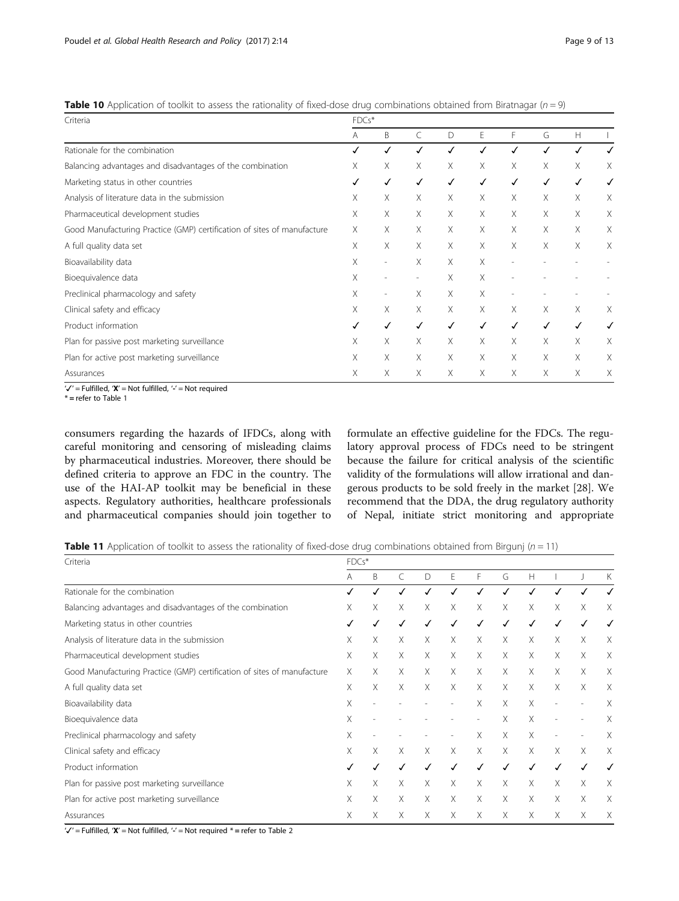**Table 10** Application of toolkit to assess the rationality of fixed-dose drug combinations obtained from Biratnagar ($n = 9$)

| Criteria | FDCs* | | | | | | | | |
|---|---|---|---|---|---|---|---|---|---|
| | A | B | C | D | E | F | G | H | I |
| Rationale for the combination | ✓ | ✓ | ✓ | ✓ | ✓ | ✓ | ✓ | ✓ | ✓ |
| Balancing advantages and disadvantages of the combination | X | X | X | X | X | X | X | X | X |
| Marketing status in other countries | ✓ | ✓ | ✓ | ✓ | ✓ | ✓ | ✓ | ✓ | ✓ |
| Analysis of literature data in the submission | X | X | X | X | X | X | X | X | X |
| Pharmaceutical development studies | X | X | X | X | X | X | X | X | X |
| Good Manufacturing Practice (GMP) certification of sites of manufacture | X | X | X | X | X | X | X | X | X |
| A full quality data set | X | X | X | X | X | X | X | X | X |
| Bioavailability data | X | - | X | X | X | - | - | - | - |
| Bioequivalence data | X | - | - | X | X | - | - | - | - |
| Preclinical pharmacology and safety | X | - | X | X | X | - | - | - | - |
| Clinical safety and efficacy | X | X | X | X | X | X | X | X | X |
| Product information | ✓ | ✓ | ✓ | ✓ | ✓ | ✓ | ✓ | ✓ | ✓ |
| Plan for passive post marketing surveillance | X | X | X | X | X | X | X | X | X |
| Plan for active post marketing surveillance | X | X | X | X | X | X | X | X | X |
| Assurances | X | X | X | X | X | X | X | X | X |

'✓' = Fulfilled, 'X' = Not fulfilled, '-' = Not required
* = refer to Table 1

consumers regarding the hazards of IFDCs, along with careful monitoring and censoring of misleading claims by pharmaceutical industries. Moreover, there should be defined criteria to approve an FDC in the country. The use of the HAI-AP toolkit may be beneficial in these aspects. Regulatory authorities, healthcare professionals and pharmaceutical companies should join together to formulate an effective guideline for the FDCs. The regulatory approval process of FDCs need to be stringent because the failure for critical analysis of the scientific validity of the formulations will allow irrational and dangerous products to be sold freely in the market [28]. We recommend that the DDA, the drug regulatory authority of Nepal, initiate strict monitoring and appropriate

**Table 11** Application of toolkit to assess the rationality of fixed-dose drug combinations obtained from Birgunj ($n = 11$)

| Criteria | FDCs* | | | | | | | | | | |
|---|---|---|---|---|---|---|---|---|---|---|---|
| | A | B | C | D | E | F | G | H | I | J | K |
| Rationale for the combination | ✓ | ✓ | ✓ | ✓ | ✓ | ✓ | ✓ | ✓ | ✓ | ✓ | ✓ |
| Balancing advantages and disadvantages of the combination | X | X | X | X | X | X | X | X | X | X | X |
| Marketing status in other countries | ✓ | ✓ | ✓ | ✓ | ✓ | ✓ | ✓ | ✓ | ✓ | ✓ | ✓ |
| Analysis of literature data in the submission | X | X | X | X | X | X | X | X | X | X | X |
| Pharmaceutical development studies | X | X | X | X | X | X | X | X | X | X | X |
| Good Manufacturing Practice (GMP) certification of sites of manufacture | X | X | X | X | X | X | X | X | X | X | X |
| A full quality data set | X | X | X | X | X | X | X | X | X | X | X |
| Bioavailability data | X | - | - | - | - | X | X | X | - | - | X |
| Bioequivalence data | X | - | - | - | - | - | X | X | - | - | X |
| Preclinical pharmacology and safety | X | - | - | - | - | X | X | X | - | - | X |
| Clinical safety and efficacy | X | X | X | X | X | X | X | X | X | X | X |
| Product information | ✓ | ✓ | ✓ | ✓ | ✓ | ✓ | ✓ | ✓ | ✓ | ✓ | ✓ |
| Plan for passive post marketing surveillance | X | X | X | X | X | X | X | X | X | X | X |
| Plan for active post marketing surveillance | X | X | X | X | X | X | X | X | X | X | X |
| Assurances | X | X | X | X | X | X | X | X | X | X | X |

'✓' = Fulfilled, 'X' = Not fulfilled, '-' = Not required * = refer to Table 2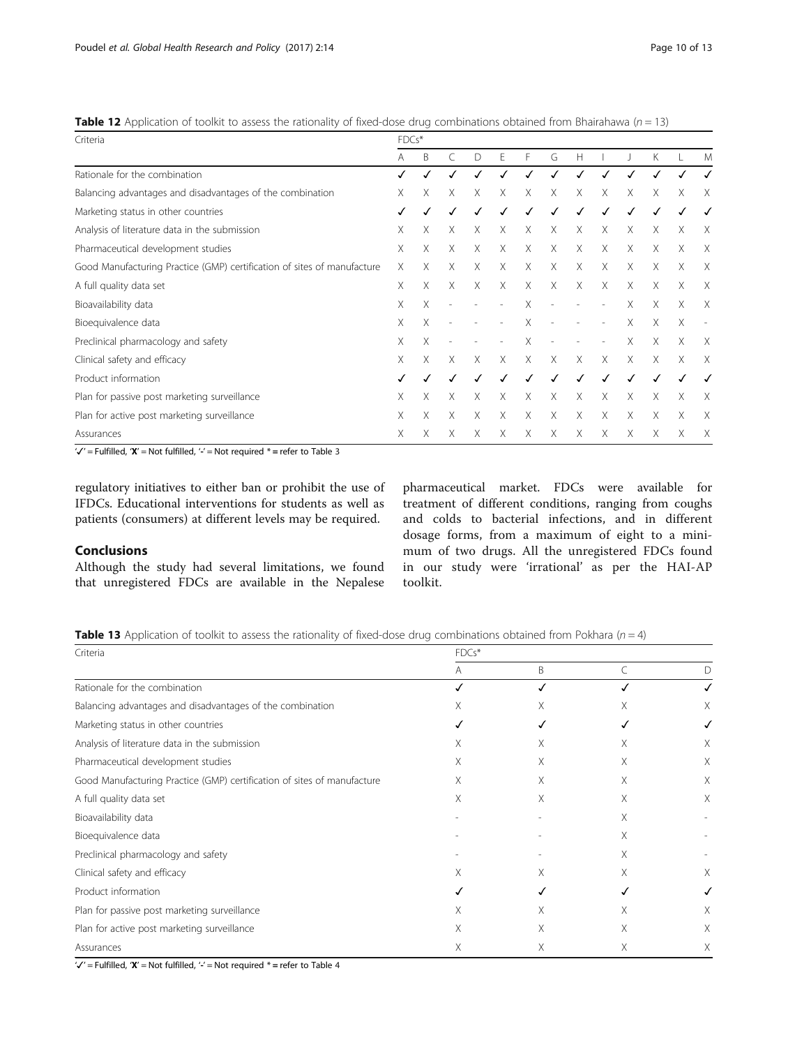**Table 12** Application of toolkit to assess the rationality of fixed-dose drug combinations obtained from Bhairahawa (*n* = 13)

| Criteria | FDCs* | | | | | | | | | | | | |
|---|---|---|---|---|---|---|---|---|---|---|---|---|---|
| | A | B | C | D | E | F | G | H | I | J | K | L | M |
| Rationale for the combination | ✓ | ✓ | ✓ | ✓ | ✓ | ✓ | ✓ | ✓ | ✓ | ✓ | ✓ | ✓ | ✓ |
| Balancing advantages and disadvantages of the combination | X | X | X | X | X | X | X | X | X | X | X | X | X |
| Marketing status in other countries | ✓ | ✓ | ✓ | ✓ | ✓ | ✓ | ✓ | ✓ | ✓ | ✓ | ✓ | ✓ | ✓ |
| Analysis of literature data in the submission | X | X | X | X | X | X | X | X | X | X | X | X | X |
| Pharmaceutical development studies | X | X | X | X | X | X | X | X | X | X | X | X | X |
| Good Manufacturing Practice (GMP) certification of sites of manufacture | X | X | X | X | X | X | X | X | X | X | X | X | X |
| A full quality data set | X | X | X | X | X | X | X | X | X | X | X | X | X |
| Bioavailability data | X | X | - | - | - | X | - | - | - | X | X | X | X |
| Bioequivalence data | X | X | - | - | - | X | - | - | - | X | X | X | - |
| Preclinical pharmacology and safety | X | X | - | - | - | X | - | - | - | X | X | X | X |
| Clinical safety and efficacy | X | X | X | X | X | X | X | X | X | X | X | X | X |
| Product information | ✓ | ✓ | ✓ | ✓ | ✓ | ✓ | ✓ | ✓ | ✓ | ✓ | ✓ | ✓ | ✓ |
| Plan for passive post marketing surveillance | X | X | X | X | X | X | X | X | X | X | X | X | X |
| Plan for active post marketing surveillance | X | X | X | X | X | X | X | X | X | X | X | X | X |
| Assurances | X | X | X | X | X | X | X | X | X | X | X | X | X |

'✓' = Fulfilled, '**X**' = Not fulfilled, '-' = Not required * = refer to Table 3

regulatory initiatives to either ban or prohibit the use of IFDCs. Educational interventions for students as well as patients (consumers) at different levels may be required.

## Conclusions

Although the study had several limitations, we found that unregistered FDCs are available in the Nepalese pharmaceutical market. FDCs were available for treatment of different conditions, ranging from coughs and colds to bacterial infections, and in different dosage forms, from a maximum of eight to a minimum of two drugs. All the unregistered FDCs found in our study were 'irrational' as per the HAI-AP toolkit.

**Table 13** Application of toolkit to assess the rationality of fixed-dose drug combinations obtained from Pokhara (*n* = 4)

| Criteria | FDCs* | | | |
|---|---|---|---|---|
| | A | B | C | D |
| Rationale for the combination | ✓ | ✓ | ✓ | ✓ |
| Balancing advantages and disadvantages of the combination | X | X | X | X |
| Marketing status in other countries | ✓ | ✓ | ✓ | ✓ |
| Analysis of literature data in the submission | X | X | X | X |
| Pharmaceutical development studies | X | X | X | X |
| Good Manufacturing Practice (GMP) certification of sites of manufacture | X | X | X | X |
| A full quality data set | X | X | X | X |
| Bioavailability data | - | - | X | - |
| Bioequivalence data | - | - | X | - |
| Preclinical pharmacology and safety | - | - | X | - |
| Clinical safety and efficacy | X | X | X | X |
| Product information | ✓ | ✓ | ✓ | ✓ |
| Plan for passive post marketing surveillance | X | X | X | X |
| Plan for active post marketing surveillance | X | X | X | X |
| Assurances | X | X | X | X |

'✓' = Fulfilled, '**X**' = Not fulfilled, '-' = Not required * = refer to Table 4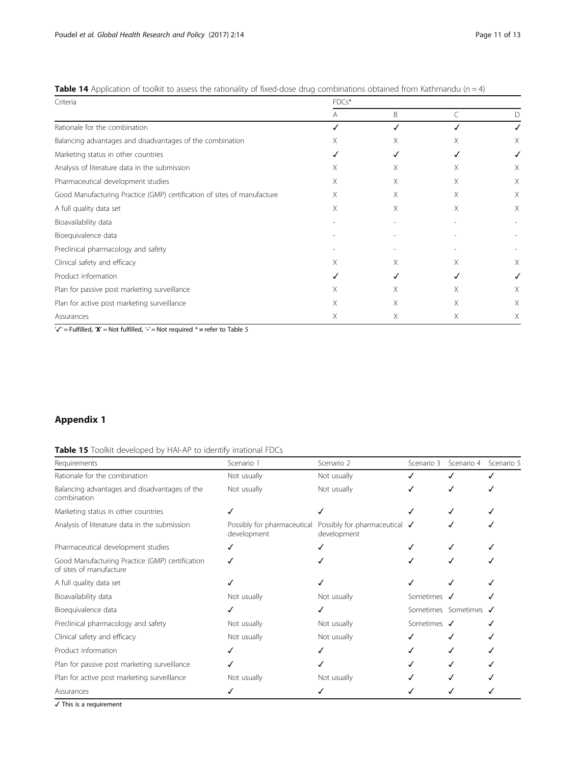**Table 14** Application of toolkit to assess the rationality of fixed-dose drug combinations obtained from Kathmandu ($n = 4$)

| Criteria | FDCs* | | | |
|---|---|---|---|---|
| | A | B | C | D |
| Rationale for the combination | ✓ | ✓ | ✓ | ✓ |
| Balancing advantages and disadvantages of the combination | X | X | X | X |
| Marketing status in other countries | ✓ | ✓ | ✓ | ✓ |
| Analysis of literature data in the submission | X | X | X | X |
| Pharmaceutical development studies | X | X | X | X |
| Good Manufacturing Practice (GMP) certification of sites of manufacture | X | X | X | X |
| A full quality data set | X | X | X | X |
| Bioavailability data | - | - | - | - |
| Bioequivalence data | - | - | - | - |
| Preclinical pharmacology and safety | - | - | - | - |
| Clinical safety and efficacy | X | X | X | X |
| Product information | ✓ | ✓ | ✓ | ✓ |
| Plan for passive post marketing surveillance | X | X | X | X |
| Plan for active post marketing surveillance | X | X | X | X |
| Assurances | X | X | X | X |

'✓' = Fulfilled, '**X**' = Not fulfilled, '-' = Not required * = refer to Table 5

## Appendix 1

**Table 15** Toolkit developed by HAI-AP to identify irrational FDCs

| Requirements | Scenario 1 | Scenario 2 | Scenario 3 | Scenario 4 | Scenario 5 |
|---|---|---|---|---|---|
| Rationale for the combination | Not usually | Not usually | ✓ | ✓ | ✓ |
| Balancing advantages and disadvantages of the combination | Not usually | Not usually | ✓ | ✓ | ✓ |
| Marketing status in other countries | ✓ | ✓ | ✓ | ✓ | ✓ |
| Analysis of literature data in the submission | Possibly for pharmaceutical development | Possibly for pharmaceutical development | ✓ | ✓ | ✓ |
| Pharmaceutical development studies | ✓ | ✓ | ✓ | ✓ | ✓ |
| Good Manufacturing Practice (GMP) certification of sites of manufacture | ✓ | ✓ | ✓ | ✓ | ✓ |
| A full quality data set | ✓ | ✓ | ✓ | ✓ | ✓ |
| Bioavailability data | Not usually | Not usually | Sometimes | ✓ | ✓ |
| Bioequivalence data | ✓ | ✓ | Sometimes | Sometimes | ✓ |
| Preclinical pharmacology and safety | Not usually | Not usually | Sometimes | ✓ | ✓ |
| Clinical safety and efficacy | Not usually | Not usually | ✓ | ✓ | ✓ |
| Product information | ✓ | ✓ | ✓ | ✓ | ✓ |
| Plan for passive post marketing surveillance | ✓ | ✓ | ✓ | ✓ | ✓ |
| Plan for active post marketing surveillance | Not usually | Not usually | ✓ | ✓ | ✓ |
| Assurances | ✓ | ✓ | ✓ | ✓ | ✓ |

✓ This is a requirement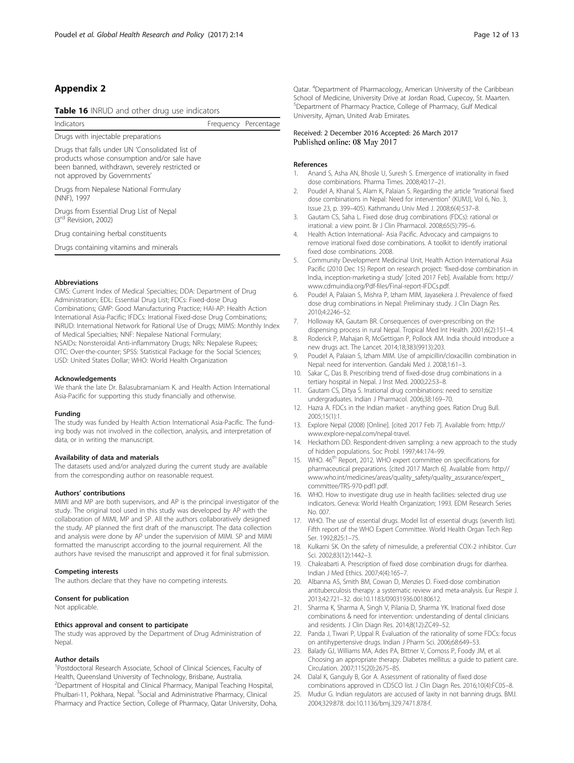## Appendix 2

**Table 16** INRUD and other drug use indicators

| Indicators | Frequency | Percentage |
|---|---|---|
| Drugs with injectable preparations | | |
| Drugs that falls under UN 'Consolidated list of products whose consumption and/or sale have been banned, withdrawn, severely restricted or not approved by Governments' | | |
| Drugs from Nepalese National Formulary (NNF), 1997 | | |
| Drugs from Essential Drug List of Nepal (3rd Revision, 2002) | | |
| Drug containing herbal constituents | | |
| Drugs containing vitamins and minerals | | |

#### Abbreviations

CIMS: Current Index of Medical Specialties; DDA: Department of Drug Administration; EDL: Essential Drug List; FDCs: Fixed-dose Drug Combinations; GMP: Good Manufacturing Practice; HAI-AP: Health Action International Asia-Pacific; IFDCs: Irrational Fixed-dose Drug Combinations; INRUD: International Network for Rational Use of Drugs; MIMS: Monthly Index of Medical Specialties; NNF: Nepalese National Formulary; NSAIDs: Nonsteroidal Anti-inflammatory Drugs; NRs: Nepalese Rupees; OTC: Over-the-counter; SPSS: Statistical Package for the Social Sciences; USD: United States Dollar; WHO: World Health Organization

#### Acknowledgements

We thank the late Dr. Balasubramaniam K. and Health Action International Asia-Pacific for supporting this study financially and otherwise.

#### Funding

The study was funded by Health Action International Asia-Pacific. The funding body was not involved in the collection, analysis, and interpretation of data, or in writing the manuscript.

#### Availability of data and materials

The datasets used and/or analyzed during the current study are available from the corresponding author on reasonable request.

#### Authors' contributions

MIMI and MP are both supervisors, and AP is the principal investigator of the study. The original tool used in this study was developed by AP with the collaboration of MIMI, MP and SP. All the authors collaboratively designed the study. AP planned the first draft of the manuscript. The data collection and analysis were done by AP under the supervision of MIMI. SP and MIMI formatted the manuscript according to the journal requirement. All the authors have revised the manuscript and approved it for final submission.

#### Competing interests

The authors declare that they have no competing interests.

#### Consent for publication

Not applicable.

#### Ethics approval and consent to participate

The study was approved by the Department of Drug Administration of Nepal.

#### Author details

[1]Postdoctoral Research Associate, School of Clinical Sciences, Faculty of Health, Queensland University of Technology, Brisbane, Australia. [2]Department of Hospital and Clinical Pharmacy, Manipal Teaching Hospital, Phulbari-11, Pokhara, Nepal. [3]Social and Administrative Pharmacy, Clinical Pharmacy and Practice Section, College of Pharmacy, Qatar University, Doha, Qatar. [4]Department of Pharmacology, American University of the Caribbean School of Medicine, University Drive at Jordan Road, Cupecoy, St. Maarten. [5]Department of Pharmacy Practice, College of Pharmacy, Gulf Medical University, Ajman, United Arab Emirates.

Received: 2 December 2016 Accepted: 26 March 2017
Published online: 08 May 2017

#### References

1. Anand S, Asha AN, Bhosle U, Suresh S. Emergence of irrationality in fixed dose combinations. Pharma Times. 2008;40:17–21.
2. Poudel A, Khanal S, Alam K, Palaian S. Regarding the article "Irrational fixed dose combinations in Nepal: Need for intervention" (KUMJ), Vol 6, No. 3, Issue 23, p. 399–405). Kathmandu Univ Med J. 2008;6(4):537–8.
3. Gautam CS, Saha L. Fixed dose drug combinations (FDCs): rational or irrational: a view point. Br J Clin Pharmacol. 2008;65(5):795–6.
4. Health Action International- Asia Pacific. Advocacy and campaigns to remove irrational fixed dose combinations. A toolkit to identify irrational fixed dose combinations. 2008.
5. Community Development Medicinal Unit, Health Action International Asia Pacific (2010 Dec 15) Report on research project: 'fixed-dose combination in India, inception-marketing-a study' [cited 2017 Feb]. Available from: http://www.cdmuindia.org/Pdf-files/Final-report-IFDCs.pdf.
6. Poudel A, Palaian S, Mishra P, Izham MIM, Jayasekera J. Prevalence of fixed dose drug combinations in Nepal: Preliminary study. J Clin Diagn Res. 2010;4:2246–52.
7. Holloway KA, Gautam BR. Consequences of over-prescribing on the dispensing process in rural Nepal. Tropical Med Int Health. 2001;6(2):151–4.
8. Roderick P, Mahajan R, McGettigan P, Pollock AM. India should introduce a new drugs act. The Lancet. 2014;18;383(9913):203.
9. Poudel A, Palaian S, Izham MIM. Use of ampicillin/cloxacillin combination in Nepal: need for intervention. Gandaki Med J. 2008;1:61–3.
10. Sakar C, Das B. Prescribing trend of fixed-dose drug combinations in a tertiary hospital in Nepal. J Inst Med. 2000;22:53–8.
11. Gautam CS, Ditya S. Irrational drug combinations: need to sensitize undergraduates. Indian J Pharmacol. 2006;38:169–70.
12. Hazra A. FDCs in the Indian market - anything goes. Ration Drug Bull. 2005;15(1):1.
13. Explore Nepal (2008) [Online]. [cited 2017 Feb 7]. Available from: http://www.explore-nepal.com/nepal-travel.
14. Heckathorn DD. Respondent-driven sampling: a new approach to the study of hidden populations. Soc Probl. 1997;44:174–99.
15. WHO. 46th Report, 2012. WHO expert committee on specifications for pharmaceutical preparations. [cited 2017 March 6]. Available from: http://www.who.int/medicines/areas/quality_safety/quality_assurance/expert_committee/TRS-970-pdf1.pdf.
16. WHO. How to investigate drug use in health facilities: selected drug use indicators. Geneva: World Health Organization; 1993. EDM Research Series No. 007.
17. WHO. The use of essential drugs. Model list of essential drugs (seventh list). Fifth report of the WHO Expert Committee. World Health Organ Tech Rep Ser. 1992;825:1–75.
18. Kulkarni SK. On the safety of nimesulide, a preferential COX-2 inhibitor. Curr Sci. 2002;83(12):1442–3.
19. Chakrabarti A. Prescription of fixed dose combination drugs for diarrhea. Indian J Med Ethics. 2007;4(4):165–7.
20. Albanna AS, Smith BM, Cowan D, Menzies D. Fixed-dose combination antituberculosis therapy: a systematic review and meta-analysis. Eur Respir J. 2013;42:721–32. doi:10.1183/09031936.00180612.
21. Sharma K, Sharma A, Singh V, Pilania D, Sharma YK. Irrational fixed dose combinations & need for intervention: understanding of dental clinicians and residents. J Clin Diagn Res. 2014;8(12):ZC49–52.
22. Panda J, Tiwari P, Uppal R. Evaluation of the rationality of some FDCs: focus on antihypertensive drugs. Indian J Pharm Sci. 2006;68:649–53.
23. Balady GJ, Williams MA, Ades PA, Bittner V, Comoss P, Foody JM, et al. Choosing an appropriate therapy. Diabetes mellitus: a guide to patient care. Circulation. 2007;115(20):2675–85.
24. Dalal K, Ganguly B, Gor A. Assessment of rationality of fixed dose combinations approved in CDSCO list. J Clin Diagn Res. 2016;10(4):FC05–8.
25. Mudur G. Indian regulators are accused of laxity in not banning drugs. BMJ. 2004;329:878. doi:10.1136/bmj.329.7471.878-f.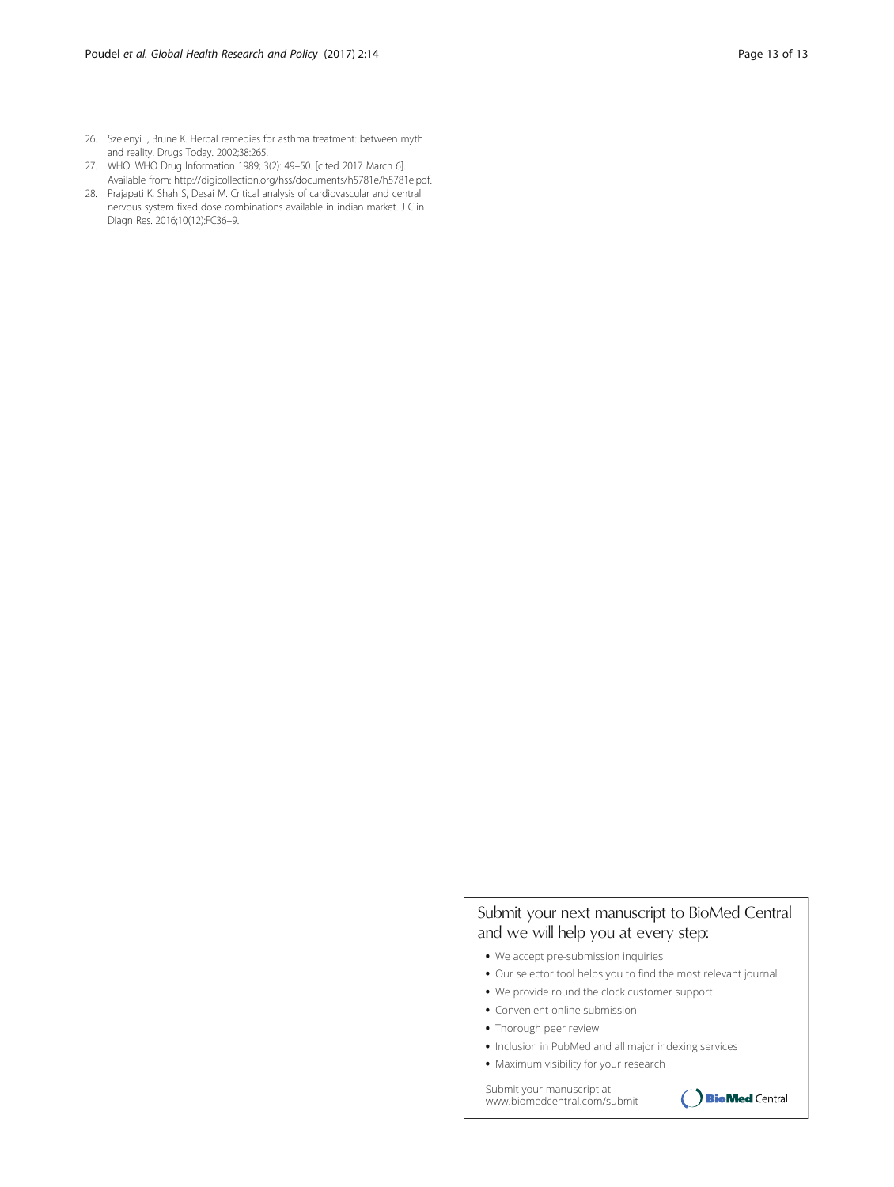26. Szelenyi I, Brune K. Herbal remedies for asthma treatment: between myth and reality. Drugs Today. 2002;38:265.
27. WHO. WHO Drug Information 1989; 3(2): 49–50. [cited 2017 March 6]. Available from: http://digicollection.org/hss/documents/h5781e/h5781e.pdf.
28. Prajapati K, Shah S, Desai M. Critical analysis of cardiovascular and central nervous system fixed dose combinations available in indian market. J Clin Diagn Res. 2016;10(12):FC36–9.

Submit your next manuscript to BioMed Central and we will help you at every step:

- We accept pre-submission inquiries
- Our selector tool helps you to find the most relevant journal
- We provide round the clock customer support
- Convenient online submission
- Thorough peer review
- Inclusion in PubMed and all major indexing services
- Maximum visibility for your research

Submit your manuscript at
www.biomedcentral.com/submit

BioMed Central